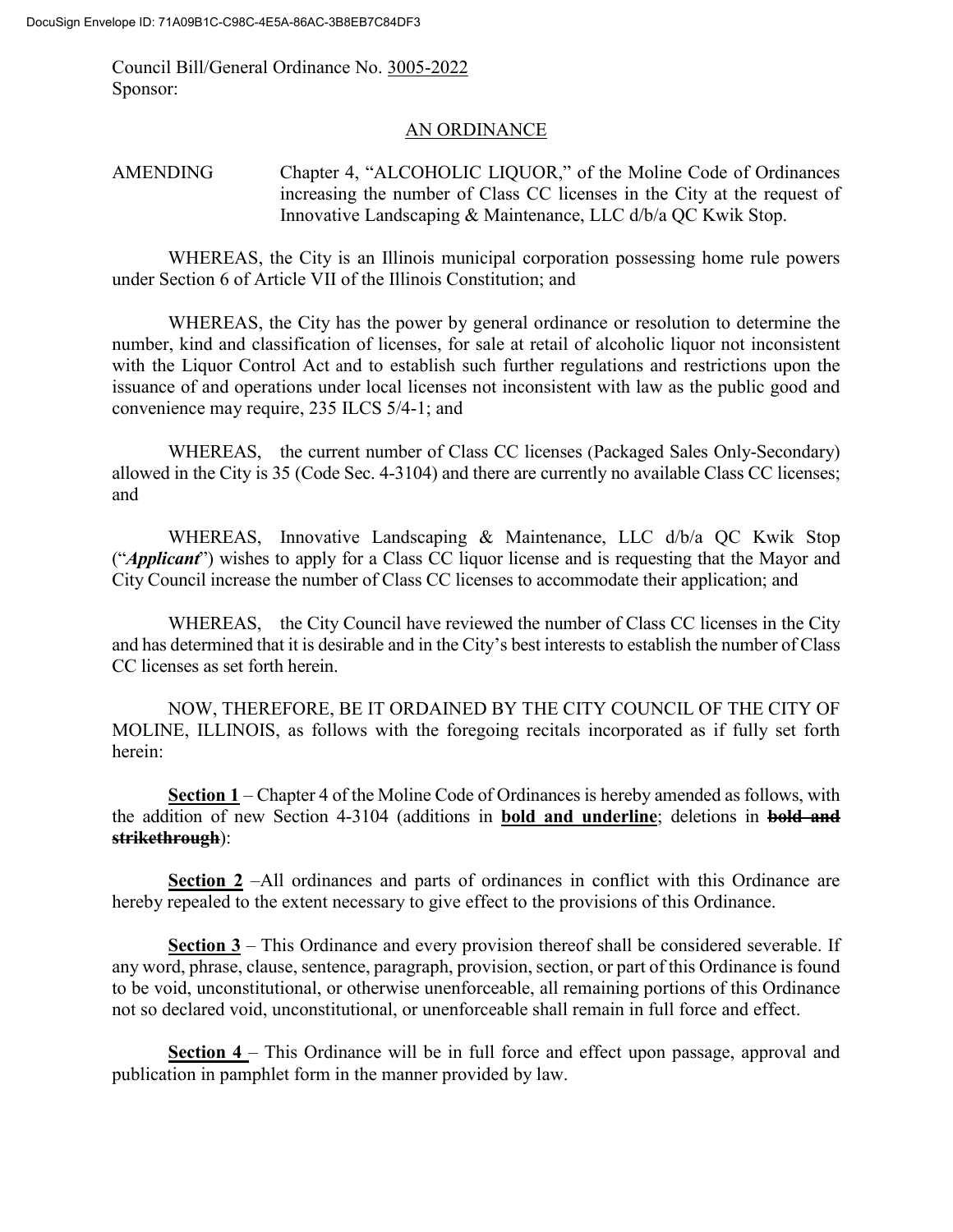DocuSign Envelope ID: 71A09B1C-C98C-4E5A-86AC-3B8EB7C84DF3

Council Bill/General Ordinance No. 3005-2022
Sponsor:

AN ORDINANCE

AMENDING Chapter 4, "ALCOHOLIC LIQUOR," of the Moline Code of Ordinances increasing the number of Class CC licenses in the City at the request of Innovative Landscaping & Maintenance, LLC d/b/a QC Kwik Stop.

WHEREAS, the City is an Illinois municipal corporation possessing home rule powers under Section 6 of Article VII of the Illinois Constitution; and

WHEREAS, the City has the power by general ordinance or resolution to determine the number, kind and classification of licenses, for sale at retail of alcoholic liquor not inconsistent with the Liquor Control Act and to establish such further regulations and restrictions upon the issuance of and operations under local licenses not inconsistent with law as the public good and convenience may require, 235 ILCS 5/4-1; and

WHEREAS, the current number of Class CC licenses (Packaged Sales Only-Secondary) allowed in the City is 35 (Code Sec. 4-3104) and there are currently no available Class CC licenses; and

WHEREAS, Innovative Landscaping & Maintenance, LLC d/b/a QC Kwik Stop ("***Applicant***") wishes to apply for a Class CC liquor license and is requesting that the Mayor and City Council increase the number of Class CC licenses to accommodate their application; and

WHEREAS, the City Council have reviewed the number of Class CC licenses in the City and has determined that it is desirable and in the City's best interests to establish the number of Class CC licenses as set forth herein.

NOW, THEREFORE, BE IT ORDAINED BY THE CITY COUNCIL OF THE CITY OF MOLINE, ILLINOIS, as follows with the foregoing recitals incorporated as if fully set forth herein:

**Section 1** – Chapter 4 of the Moline Code of Ordinances is hereby amended as follows, with the addition of new Section 4-3104 (additions in **<u>bold and underline</u>**; deletions in **~~bold and strikethrough~~**):

**Section 2** –All ordinances and parts of ordinances in conflict with this Ordinance are hereby repealed to the extent necessary to give effect to the provisions of this Ordinance.

**Section 3** – This Ordinance and every provision thereof shall be considered severable. If any word, phrase, clause, sentence, paragraph, provision, section, or part of this Ordinance is found to be void, unconstitutional, or otherwise unenforceable, all remaining portions of this Ordinance not so declared void, unconstitutional, or unenforceable shall remain in full force and effect.

**Section 4** – This Ordinance will be in full force and effect upon passage, approval and publication in pamphlet form in the manner provided by law.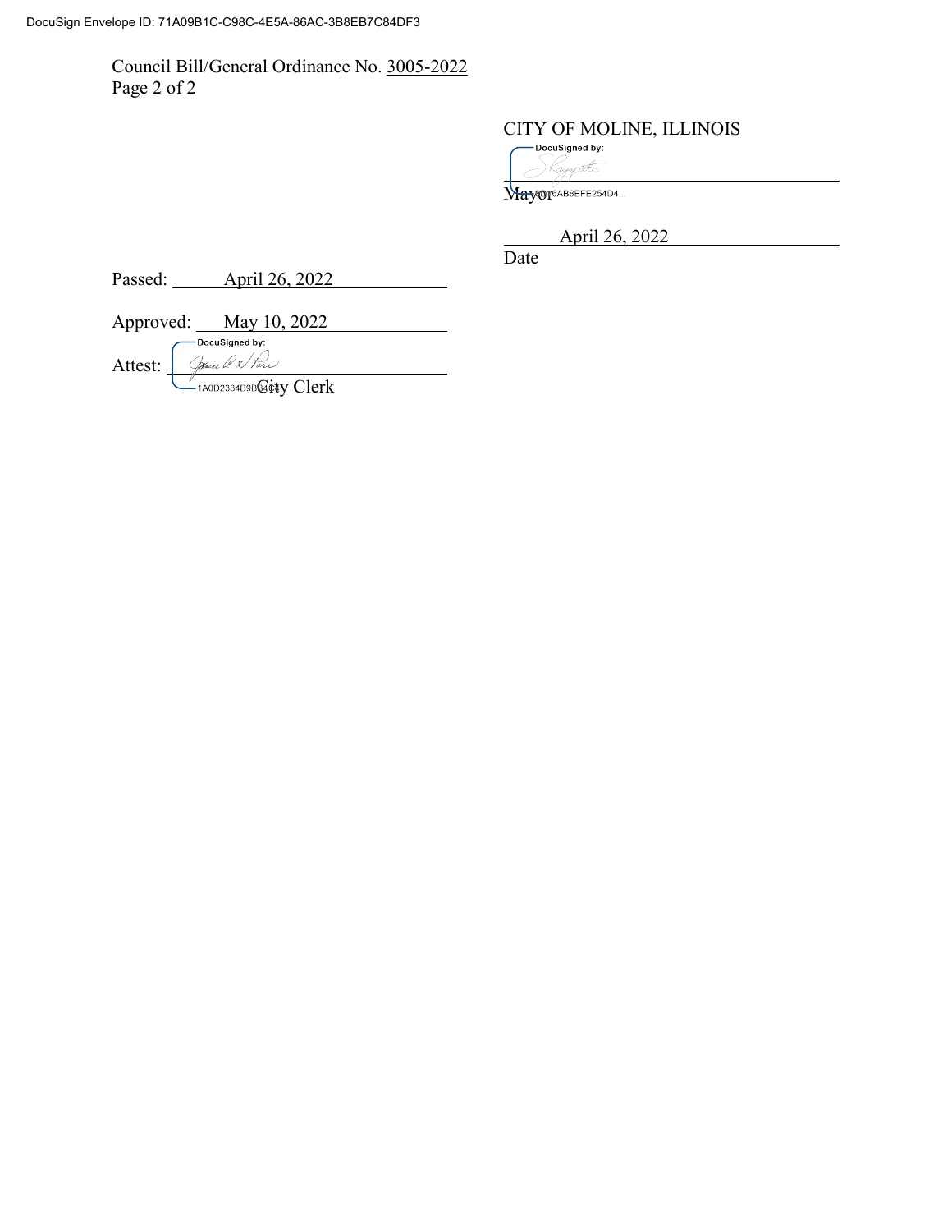Council Bill/General Ordinance No. 3005-2022

CITY OF MOLINE, ILLINOIS

DocuSigned by:

Mayor

April 26, 2022

Date

Passed: April 26, 2022

Approved: May 10, 2022

DocuSigned by:

Attest: City Clerk